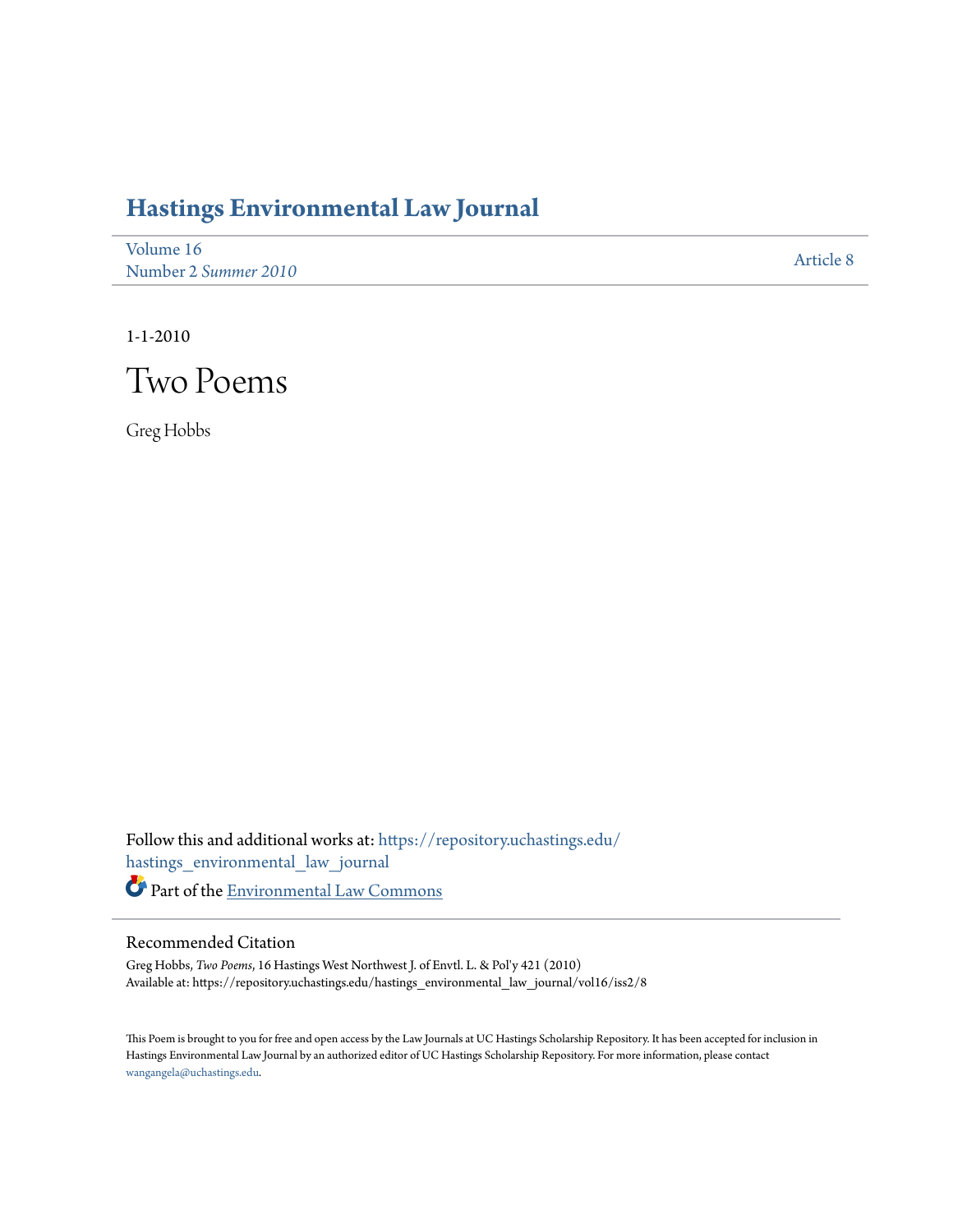# Hastings Environmental Law Journal

Volume 16
Number 2 *Summer 2010*

Article 8

1-1-2010

# Two Poems

Greg Hobbs

Follow this and additional works at: https://repository.uchastings.edu/hastings_environmental_law_journal

Part of the Environmental Law Commons

## Recommended Citation

Greg Hobbs, *Two Poems*, 16 Hastings West Northwest J. of Envtl. L. & Pol'y 421 (2010)
Available at: https://repository.uchastings.edu/hastings_environmental_law_journal/vol16/iss2/8

This Poem is brought to you for free and open access by the Law Journals at UC Hastings Scholarship Repository. It has been accepted for inclusion in Hastings Environmental Law Journal by an authorized editor of UC Hastings Scholarship Repository. For more information, please contact wangangela@uchastings.edu.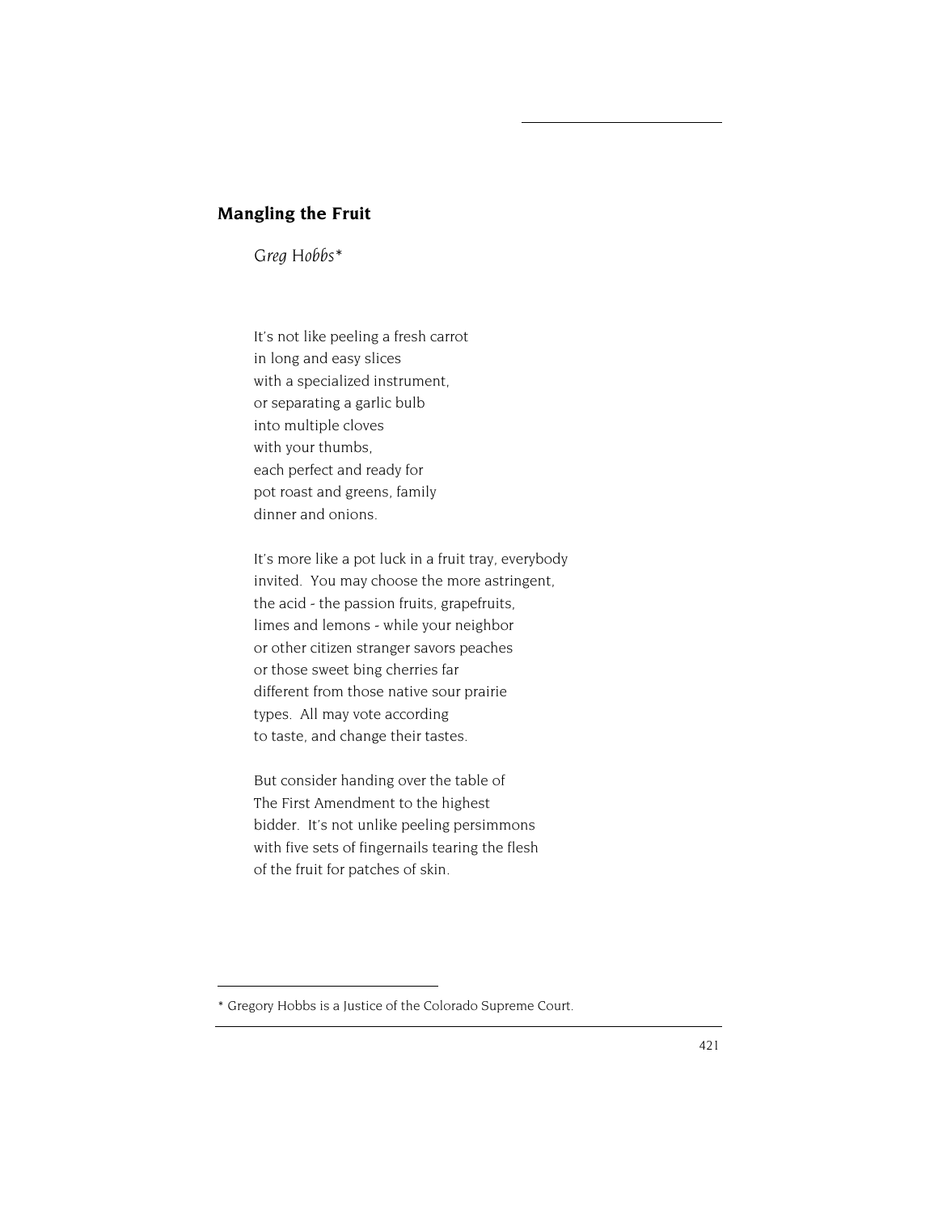## Mangling the Fruit

*Greg Hobbs**

It's not like peeling a fresh carrot
in long and easy slices
with a specialized instrument,
or separating a garlic bulb
into multiple cloves
with your thumbs,
each perfect and ready for
pot roast and greens, family
dinner and onions.

It's more like a pot luck in a fruit tray, everybody
invited. You may choose the more astringent,
the acid - the passion fruits, grapefruits,
limes and lemons - while your neighbor
or other citizen stranger savors peaches
or those sweet bing cherries far
different from those native sour prairie
types. All may vote according
to taste, and change their tastes.

But consider handing over the table of
The First Amendment to the highest
bidder. It's not unlike peeling persimmons
with five sets of fingernails tearing the flesh
of the fruit for patches of skin.

---

* Gregory Hobbs is a Justice of the Colorado Supreme Court.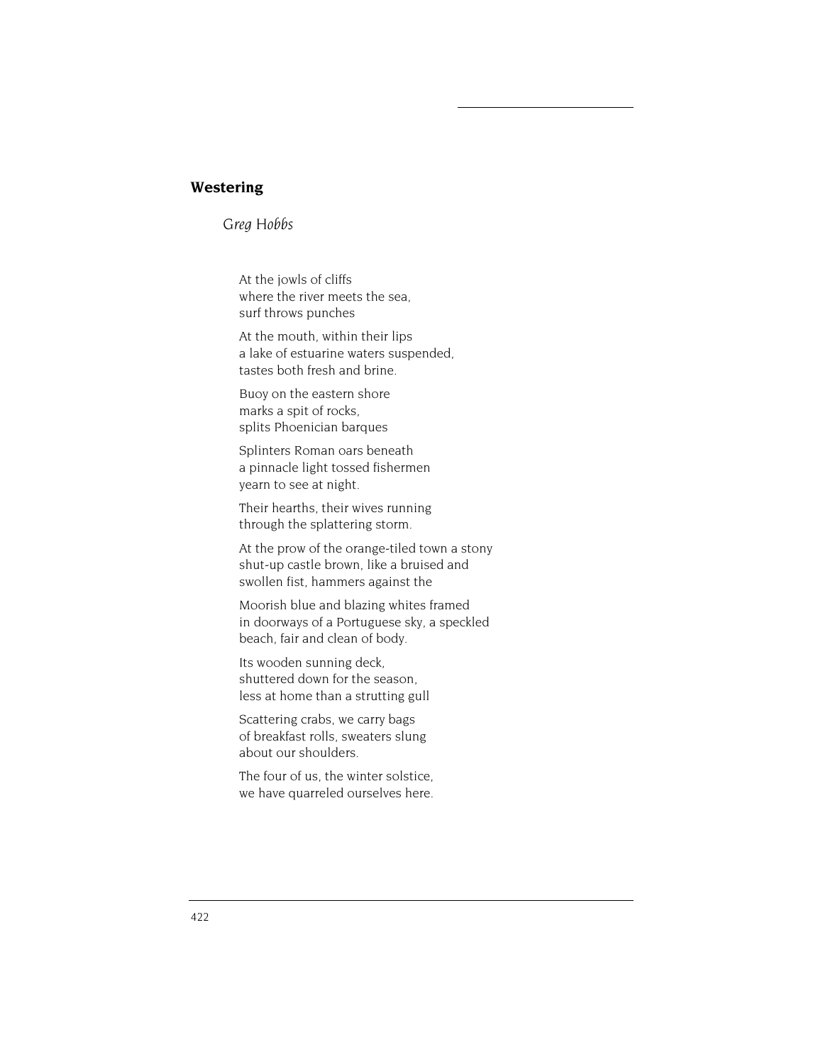## Westering

*Greg Hobbs*

At the jowls of cliffs  
where the river meets the sea,  
surf throws punches

At the mouth, within their lips  
a lake of estuarine waters suspended,  
tastes both fresh and brine.

Buoy on the eastern shore  
marks a spit of rocks,  
splits Phoenician barques

Splinters Roman oars beneath  
a pinnacle light tossed fishermen  
yearn to see at night.

Their hearths, their wives running  
through the splattering storm.

At the prow of the orange-tiled town a stony  
shut-up castle brown, like a bruised and  
swollen fist, hammers against the

Moorish blue and blazing whites framed  
in doorways of a Portuguese sky, a speckled  
beach, fair and clean of body.

Its wooden sunning deck,  
shuttered down for the season,  
less at home than a strutting gull

Scattering crabs, we carry bags  
of breakfast rolls, sweaters slung  
about our shoulders.

The four of us, the winter solstice,  
we have quarreled ourselves here.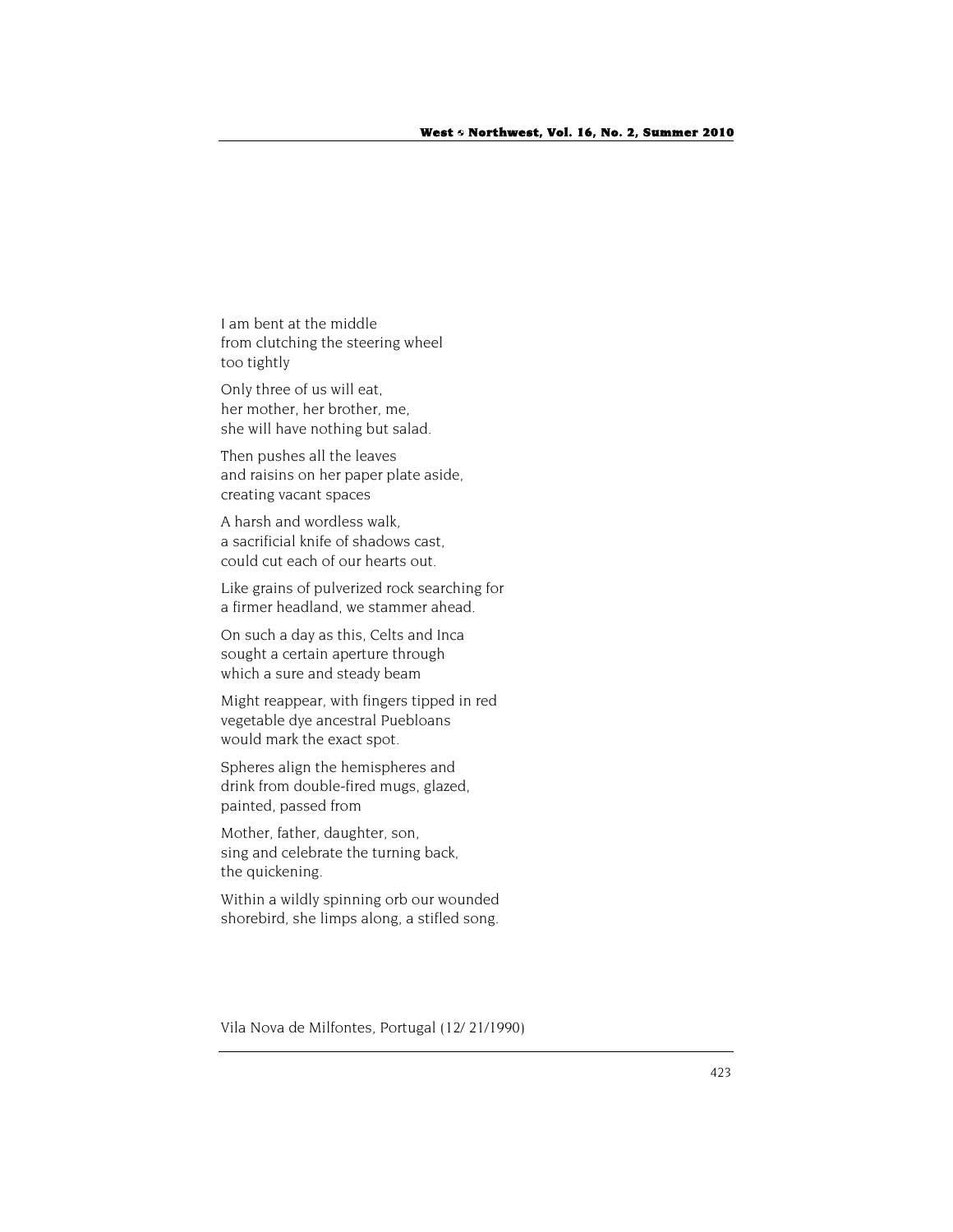I am bent at the middle
from clutching the steering wheel
too tightly

Only three of us will eat,
her mother, her brother, me,
she will have nothing but salad.

Then pushes all the leaves
and raisins on her paper plate aside,
creating vacant spaces

A harsh and wordless walk,
a sacrificial knife of shadows cast,
could cut each of our hearts out.

Like grains of pulverized rock searching for
a firmer headland, we stammer ahead.

On such a day as this, Celts and Inca
sought a certain aperture through
which a sure and steady beam

Might reappear, with fingers tipped in red
vegetable dye ancestral Puebloans
would mark the exact spot.

Spheres align the hemispheres and
drink from double-fired mugs, glazed,
painted, passed from

Mother, father, daughter, son,
sing and celebrate the turning back,
the quickening.

Within a wildly spinning orb our wounded
shorebird, she limps along, a stifled song.

Vila Nova de Milfontes, Portugal (12/ 21/1990)